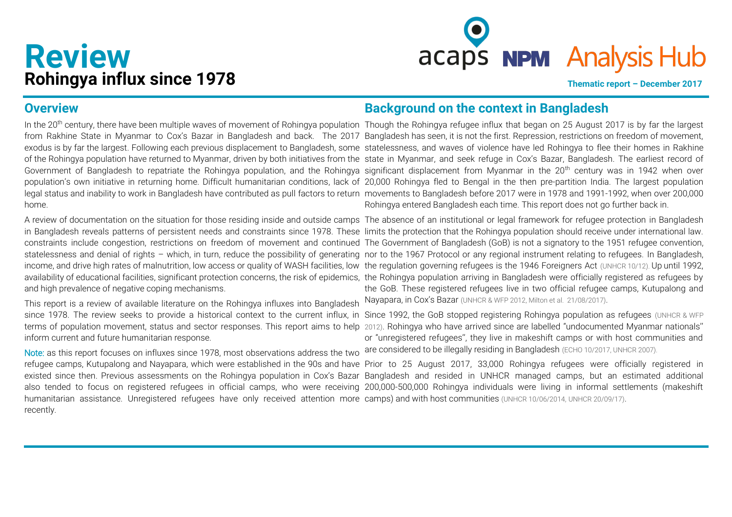# Review

## Rohingya influx since 1978

Thematic report – December 2017

## Overview

In the 20th century, there have been multiple waves of movement of Rohingya population from Rakhine State in Myanmar to Cox's Bazar in Bangladesh and back. The 2017 exodus is by far the largest. Following each previous displacement to Bangladesh, some of the Rohingya population have returned to Myanmar, driven by both initiatives from the Government of Bangladesh to repatriate the Rohingya population, and the Rohingya population's own initiative in returning home. Difficult humanitarian conditions, lack of legal status and inability to work in Bangladesh have contributed as pull factors to return home.

A review of documentation on the situation for those residing inside and outside camps in Bangladesh reveals patterns of persistent needs and constraints since 1978. These constraints include congestion, restrictions on freedom of movement and continued statelessness and denial of rights – which, in turn, reduce the possibility of generating income, and drive high rates of malnutrition, low access or quality of WASH facilities, low availability of educational facilities, significant protection concerns, the risk of epidemics, and high prevalence of negative coping mechanisms.

This report is a review of available literature on the Rohingya influxes into Bangladesh since 1978. The review seeks to provide a historical context to the current influx, in terms of population movement, status and sector responses. This report aims to help inform current and future humanitarian response.

Note: as this report focuses on influxes since 1978, most observations address the two refugee camps, Kutupalong and Nayapara, which were established in the 90s and have existed since then. Previous assessments on the Rohingya population in Cox's Bazar also tended to focus on registered refugees in official camps, who were receiving humanitarian assistance. Unregistered refugees have only received attention more recently.

## Background on the context in Bangladesh

Though the Rohingya refugee influx that began on 25 August 2017 is by far the largest Bangladesh has seen, it is not the first. Repression, restrictions on freedom of movement, statelessness, and waves of violence have led Rohingya to flee their homes in Rakhine state in Myanmar, and seek refuge in Cox's Bazar, Bangladesh. The earliest record of significant displacement from Myanmar in the 20th century was in 1942 when over 20,000 Rohingya fled to Bengal in the then pre-partition India. The largest population movements to Bangladesh before 2017 were in 1978 and 1991-1992, when over 200,000 Rohingya entered Bangladesh each time. This report does not go further back in.

The absence of an institutional or legal framework for refugee protection in Bangladesh limits the protection that the Rohingya population should receive under international law. The Government of Bangladesh (GoB) is not a signatory to the 1951 refugee convention, nor to the 1967 Protocol or any regional instrument relating to refugees. In Bangladesh, the regulation governing refugees is the 1946 Foreigners Act (UNHCR 10/12). Up until 1992, the Rohingya population arriving in Bangladesh were officially registered as refugees by the GoB. These registered refugees live in two official refugee camps, Kutupalong and Nayapara, in Cox's Bazar (UNHCR & WFP 2012, Milton et al. 21/08/2017).

Since 1992, the GoB stopped registering Rohingya population as refugees (UNHCR & WFP 2012). Rohingya who have arrived since are labelled "undocumented Myanmar nationals" or "unregistered refugees", they live in makeshift camps or with host communities and are considered to be illegally residing in Bangladesh (ECHO 10/2017, UNHCR 2007).

Prior to 25 August 2017, 33,000 Rohingya refugees were officially registered in Bangladesh and resided in UNHCR managed camps, but an estimated additional 200,000-500,000 Rohingya individuals were living in informal settlements (makeshift camps) and with host communities (UNHCR 10/06/2014, UNHCR 20/09/17).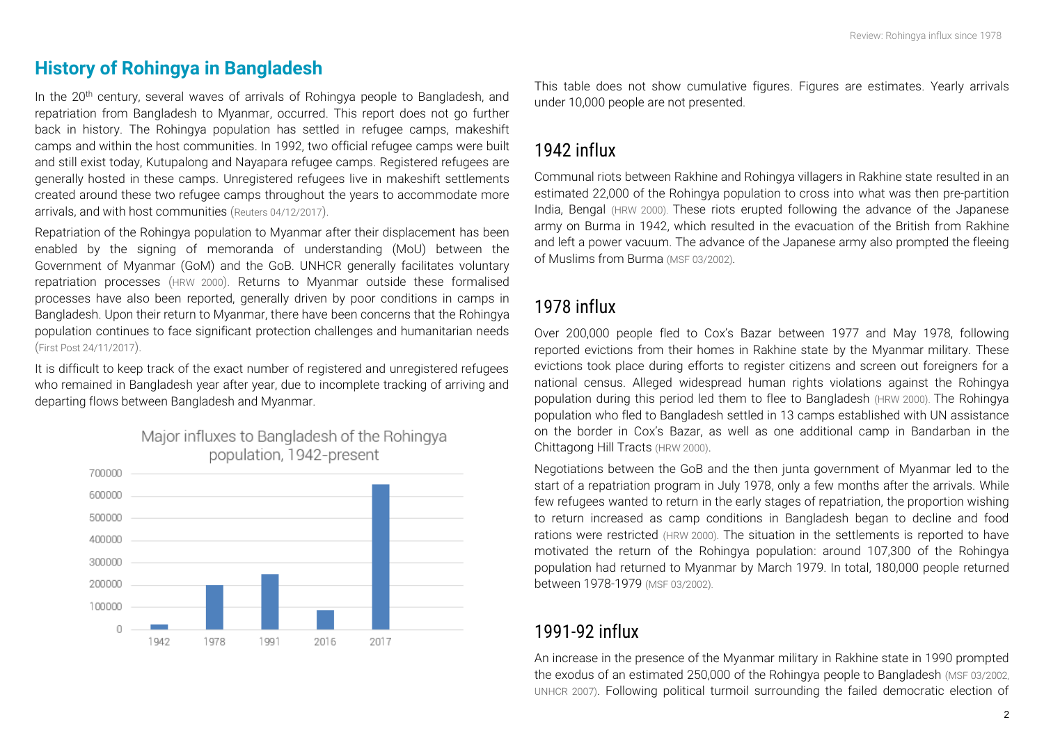## History of Rohingya in Bangladesh

In the 20th century, several waves of arrivals of Rohingya people to Bangladesh, and repatriation from Bangladesh to Myanmar, occurred. This report does not go further back in history. The Rohingya population has settled in refugee camps, makeshift camps and within the host communities. In 1992, two official refugee camps were built and still exist today, Kutupalong and Nayapara refugee camps. Registered refugees are generally hosted in these camps. Unregistered refugees live in makeshift settlements created around these two refugee camps throughout the years to accommodate more arrivals, and with host communities (Reuters 04/12/2017).

Repatriation of the Rohingya population to Myanmar after their displacement has been enabled by the signing of memoranda of understanding (MoU) between the Government of Myanmar (GoM) and the GoB. UNHCR generally facilitates voluntary repatriation processes (HRW 2000). Returns to Myanmar outside these formalised processes have also been reported, generally driven by poor conditions in camps in Bangladesh. Upon their return to Myanmar, there have been concerns that the Rohingya population continues to face significant protection challenges and humanitarian needs (First Post 24/11/2017).

It is difficult to keep track of the exact number of registered and unregistered refugees who remained in Bangladesh year after year, due to incomplete tracking of arriving and departing flows between Bangladesh and Myanmar.

Major influxes to Bangladesh of the Rohingya population, 1942-present

| Year | Arrivals (approx.) |
|---|---|
| 1942 | ~22,000 |
| 1978 | ~200,000 |
| 1991 | ~250,000 |
| 2016 | ~87,000 |
| 2017 | ~655,000 |

This table does not show cumulative figures. Figures are estimates. Yearly arrivals under 10,000 people are not presented.

### 1942 influx

Communal riots between Rakhine and Rohingya villagers in Rakhine state resulted in an estimated 22,000 of the Rohingya population to cross into what was then pre-partition India, Bengal (HRW 2000). These riots erupted following the advance of the Japanese army on Burma in 1942, which resulted in the evacuation of the British from Rakhine and left a power vacuum. The advance of the Japanese army also prompted the fleeing of Muslims from Burma (MSF 03/2002).

### 1978 influx

Over 200,000 people fled to Cox's Bazar between 1977 and May 1978, following reported evictions from their homes in Rakhine state by the Myanmar military. These evictions took place during efforts to register citizens and screen out foreigners for a national census. Alleged widespread human rights violations against the Rohingya population during this period led them to flee to Bangladesh (HRW 2000). The Rohingya population who fled to Bangladesh settled in 13 camps established with UN assistance on the border in Cox's Bazar, as well as one additional camp in Bandarban in the Chittagong Hill Tracts (HRW 2000).

Negotiations between the GoB and the then junta government of Myanmar led to the start of a repatriation program in July 1978, only a few months after the arrivals. While few refugees wanted to return in the early stages of repatriation, the proportion wishing to return increased as camp conditions in Bangladesh began to decline and food rations were restricted (HRW 2000). The situation in the settlements is reported to have motivated the return of the Rohingya population: around 107,300 of the Rohingya population had returned to Myanmar by March 1979. In total, 180,000 people returned between 1978-1979 (MSF 03/2002).

### 1991-92 influx

An increase in the presence of the Myanmar military in Rakhine state in 1990 prompted the exodus of an estimated 250,000 of the Rohingya people to Bangladesh (MSF 03/2002, UNHCR 2007). Following political turmoil surrounding the failed democratic election of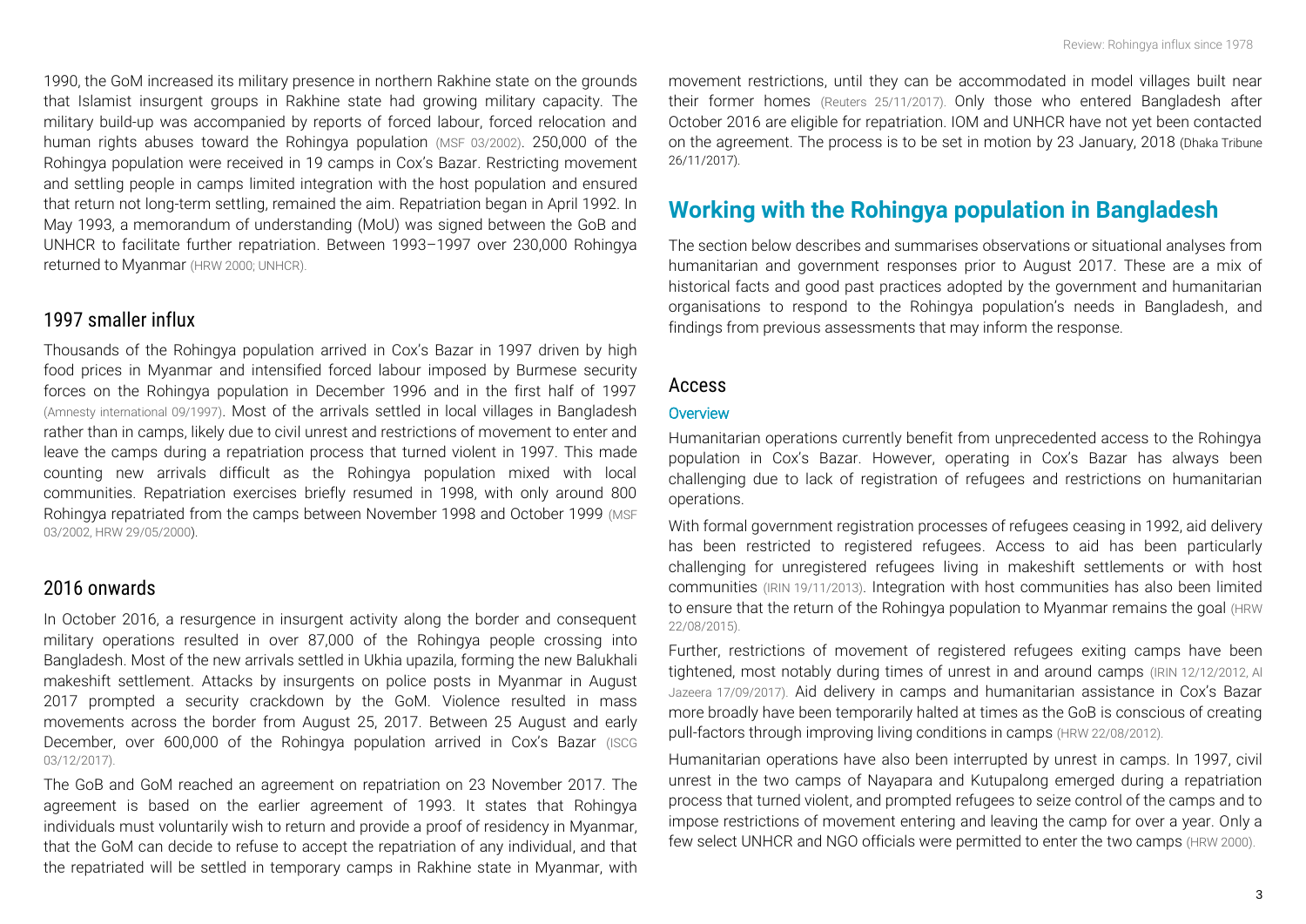1990, the GoM increased its military presence in northern Rakhine state on the grounds that Islamist insurgent groups in Rakhine state had growing military capacity. The military build-up was accompanied by reports of forced labour, forced relocation and human rights abuses toward the Rohingya population (MSF 03/2002). 250,000 of the Rohingya population were received in 19 camps in Cox's Bazar. Restricting movement and settling people in camps limited integration with the host population and ensured that return not long-term settling, remained the aim. Repatriation began in April 1992. In May 1993, a memorandum of understanding (MoU) was signed between the GoB and UNHCR to facilitate further repatriation. Between 1993–1997 over 230,000 Rohingya returned to Myanmar (HRW 2000; UNHCR).

## 1997 smaller influx

Thousands of the Rohingya population arrived in Cox's Bazar in 1997 driven by high food prices in Myanmar and intensified forced labour imposed by Burmese security forces on the Rohingya population in December 1996 and in the first half of 1997 (Amnesty international 09/1997). Most of the arrivals settled in local villages in Bangladesh rather than in camps, likely due to civil unrest and restrictions of movement to enter and leave the camps during a repatriation process that turned violent in 1997. This made counting new arrivals difficult as the Rohingya population mixed with local communities. Repatriation exercises briefly resumed in 1998, with only around 800 Rohingya repatriated from the camps between November 1998 and October 1999 (MSF 03/2002, HRW 29/05/2000).

## 2016 onwards

In October 2016, a resurgence in insurgent activity along the border and consequent military operations resulted in over 87,000 of the Rohingya people crossing into Bangladesh. Most of the new arrivals settled in Ukhia upazila, forming the new Balukhali makeshift settlement. Attacks by insurgents on police posts in Myanmar in August 2017 prompted a security crackdown by the GoM. Violence resulted in mass movements across the border from August 25, 2017. Between 25 August and early December, over 600,000 of the Rohingya population arrived in Cox's Bazar (ISCG 03/12/2017).

The GoB and GoM reached an agreement on repatriation on 23 November 2017. The agreement is based on the earlier agreement of 1993. It states that Rohingya individuals must voluntarily wish to return and provide a proof of residency in Myanmar, that the GoM can decide to refuse to accept the repatriation of any individual, and that the repatriated will be settled in temporary camps in Rakhine state in Myanmar, with movement restrictions, until they can be accommodated in model villages built near their former homes (Reuters 25/11/2017). Only those who entered Bangladesh after October 2016 are eligible for repatriation. IOM and UNHCR have not yet been contacted on the agreement. The process is to be set in motion by 23 January, 2018 (Dhaka Tribune 26/11/2017).

# Working with the Rohingya population in Bangladesh

The section below describes and summarises observations or situational analyses from humanitarian and government responses prior to August 2017. These are a mix of historical facts and good past practices adopted by the government and humanitarian organisations to respond to the Rohingya population's needs in Bangladesh, and findings from previous assessments that may inform the response.

## Access

### Overview

Humanitarian operations currently benefit from unprecedented access to the Rohingya population in Cox's Bazar. However, operating in Cox's Bazar has always been challenging due to lack of registration of refugees and restrictions on humanitarian operations.

With formal government registration processes of refugees ceasing in 1992, aid delivery has been restricted to registered refugees. Access to aid has been particularly challenging for unregistered refugees living in makeshift settlements or with host communities (IRIN 19/11/2013). Integration with host communities has also been limited to ensure that the return of the Rohingya population to Myanmar remains the goal (HRW 22/08/2015).

Further, restrictions of movement of registered refugees exiting camps have been tightened, most notably during times of unrest in and around camps (IRIN 12/12/2012, Al Jazeera 17/09/2017). Aid delivery in camps and humanitarian assistance in Cox's Bazar more broadly have been temporarily halted at times as the GoB is conscious of creating pull-factors through improving living conditions in camps (HRW 22/08/2012).

Humanitarian operations have also been interrupted by unrest in camps. In 1997, civil unrest in the two camps of Nayapara and Kutupalong emerged during a repatriation process that turned violent, and prompted refugees to seize control of the camps and to impose restrictions of movement entering and leaving the camp for over a year. Only a few select UNHCR and NGO officials were permitted to enter the two camps (HRW 2000).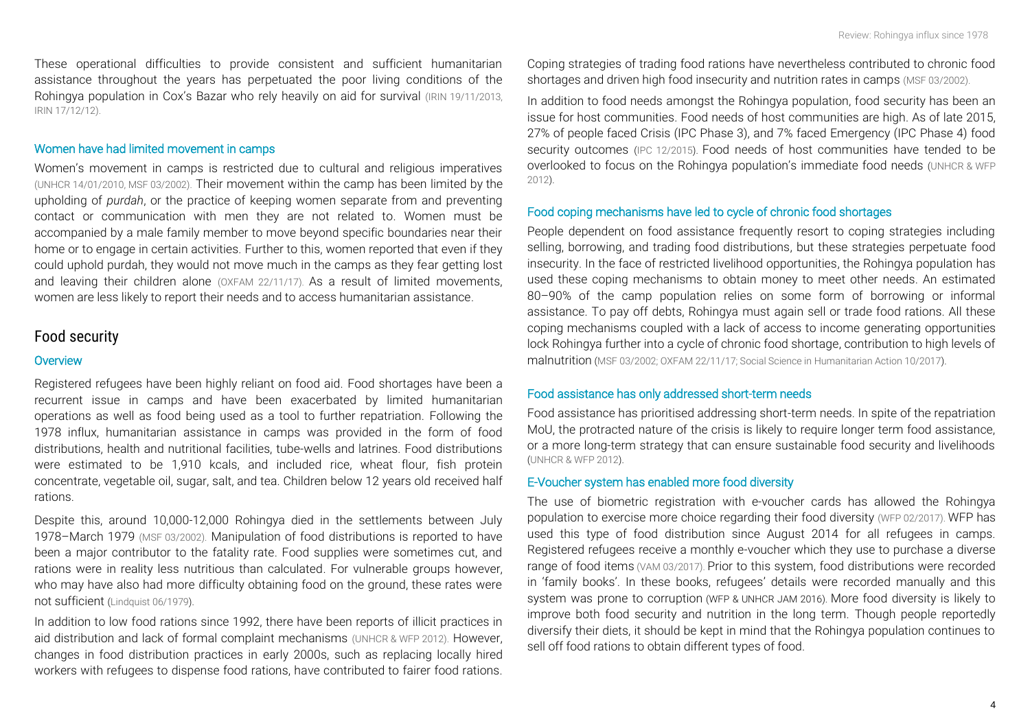These operational difficulties to provide consistent and sufficient humanitarian assistance throughout the years has perpetuated the poor living conditions of the Rohingya population in Cox's Bazar who rely heavily on aid for survival (IRIN 19/11/2013, IRIN 17/12/12).

### Women have had limited movement in camps

Women's movement in camps is restricted due to cultural and religious imperatives (UNHCR 14/01/2010, MSF 03/2002). Their movement within the camp has been limited by the upholding of *purdah*, or the practice of keeping women separate from and preventing contact or communication with men they are not related to. Women must be accompanied by a male family member to move beyond specific boundaries near their home or to engage in certain activities. Further to this, women reported that even if they could uphold purdah, they would not move much in the camps as they fear getting lost and leaving their children alone (OXFAM 22/11/17). As a result of limited movements, women are less likely to report their needs and to access humanitarian assistance.

## Food security

### Overview

Registered refugees have been highly reliant on food aid. Food shortages have been a recurrent issue in camps and have been exacerbated by limited humanitarian operations as well as food being used as a tool to further repatriation. Following the 1978 influx, humanitarian assistance in camps was provided in the form of food distributions, health and nutritional facilities, tube-wells and latrines. Food distributions were estimated to be 1,910 kcals, and included rice, wheat flour, fish protein concentrate, vegetable oil, sugar, salt, and tea. Children below 12 years old received half rations.

Despite this, around 10,000-12,000 Rohingya died in the settlements between July 1978–March 1979 (MSF 03/2002). Manipulation of food distributions is reported to have been a major contributor to the fatality rate. Food supplies were sometimes cut, and rations were in reality less nutritious than calculated. For vulnerable groups however, who may have also had more difficulty obtaining food on the ground, these rates were not sufficient (Lindquist 06/1979).

In addition to low food rations since 1992, there have been reports of illicit practices in aid distribution and lack of formal complaint mechanisms (UNHCR & WFP 2012). However, changes in food distribution practices in early 2000s, such as replacing locally hired workers with refugees to dispense food rations, have contributed to fairer food rations. Coping strategies of trading food rations have nevertheless contributed to chronic food shortages and driven high food insecurity and nutrition rates in camps (MSF 03/2002).

In addition to food needs amongst the Rohingya population, food security has been an issue for host communities. Food needs of host communities are high. As of late 2015, 27% of people faced Crisis (IPC Phase 3), and 7% faced Emergency (IPC Phase 4) food security outcomes (IPC 12/2015). Food needs of host communities have tended to be overlooked to focus on the Rohingya population's immediate food needs (UNHCR & WFP 2012).

### Food coping mechanisms have led to cycle of chronic food shortages

People dependent on food assistance frequently resort to coping strategies including selling, borrowing, and trading food distributions, but these strategies perpetuate food insecurity. In the face of restricted livelihood opportunities, the Rohingya population has used these coping mechanisms to obtain money to meet other needs. An estimated 80–90% of the camp population relies on some form of borrowing or informal assistance. To pay off debts, Rohingya must again sell or trade food rations. All these coping mechanisms coupled with a lack of access to income generating opportunities lock Rohingya further into a cycle of chronic food shortage, contribution to high levels of malnutrition (MSF 03/2002; OXFAM 22/11/17; Social Science in Humanitarian Action 10/2017).

### Food assistance has only addressed short-term needs

Food assistance has prioritised addressing short-term needs. In spite of the repatriation MoU, the protracted nature of the crisis is likely to require longer term food assistance, or a more long-term strategy that can ensure sustainable food security and livelihoods (UNHCR & WFP 2012).

### E-Voucher system has enabled more food diversity

The use of biometric registration with e-voucher cards has allowed the Rohingya population to exercise more choice regarding their food diversity (WFP 02/2017). WFP has used this type of food distribution since August 2014 for all refugees in camps. Registered refugees receive a monthly e-voucher which they use to purchase a diverse range of food items (VAM 03/2017). Prior to this system, food distributions were recorded in 'family books'. In these books, refugees' details were recorded manually and this system was prone to corruption (WFP & UNHCR JAM 2016). More food diversity is likely to improve both food security and nutrition in the long term. Though people reportedly diversify their diets, it should be kept in mind that the Rohingya population continues to sell off food rations to obtain different types of food.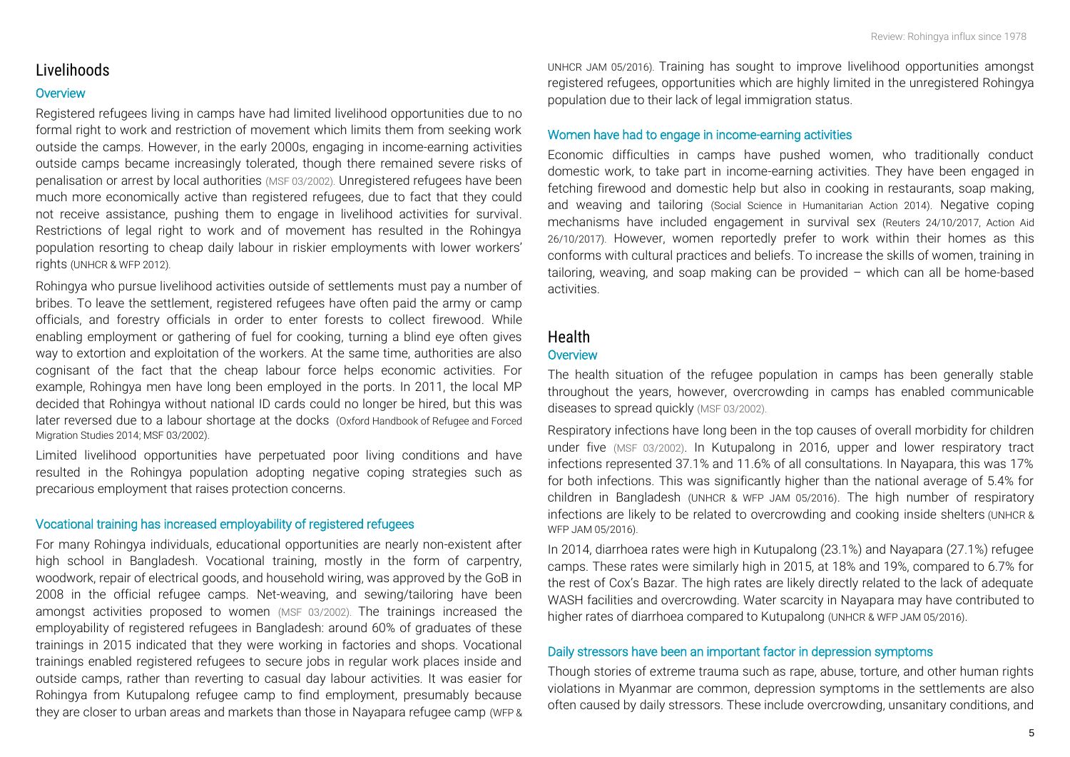## Livelihoods

### Overview

Registered refugees living in camps have had limited livelihood opportunities due to no formal right to work and restriction of movement which limits them from seeking work outside the camps. However, in the early 2000s, engaging in income-earning activities outside camps became increasingly tolerated, though there remained severe risks of penalisation or arrest by local authorities (MSF 03/2002). Unregistered refugees have been much more economically active than registered refugees, due to fact that they could not receive assistance, pushing them to engage in livelihood activities for survival. Restrictions of legal right to work and of movement has resulted in the Rohingya population resorting to cheap daily labour in riskier employments with lower workers' rights (UNHCR & WFP 2012).

Rohingya who pursue livelihood activities outside of settlements must pay a number of bribes. To leave the settlement, registered refugees have often paid the army or camp officials, and forestry officials in order to enter forests to collect firewood. While enabling employment or gathering of fuel for cooking, turning a blind eye often gives way to extortion and exploitation of the workers. At the same time, authorities are also cognisant of the fact that the cheap labour force helps economic activities. For example, Rohingya men have long been employed in the ports. In 2011, the local MP decided that Rohingya without national ID cards could no longer be hired, but this was later reversed due to a labour shortage at the docks (Oxford Handbook of Refugee and Forced Migration Studies 2014; MSF 03/2002).

Limited livelihood opportunities have perpetuated poor living conditions and have resulted in the Rohingya population adopting negative coping strategies such as precarious employment that raises protection concerns.

### Vocational training has increased employability of registered refugees

For many Rohingya individuals, educational opportunities are nearly non-existent after high school in Bangladesh. Vocational training, mostly in the form of carpentry, woodwork, repair of electrical goods, and household wiring, was approved by the GoB in 2008 in the official refugee camps. Net-weaving, and sewing/tailoring have been amongst activities proposed to women (MSF 03/2002). The trainings increased the employability of registered refugees in Bangladesh: around 60% of graduates of these trainings in 2015 indicated that they were working in factories and shops. Vocational trainings enabled registered refugees to secure jobs in regular work places inside and outside camps, rather than reverting to casual day labour activities. It was easier for Rohingya from Kutupalong refugee camp to find employment, presumably because they are closer to urban areas and markets than those in Nayapara refugee camp (WFP & UNHCR JAM 05/2016). Training has sought to improve livelihood opportunities amongst registered refugees, opportunities which are highly limited in the unregistered Rohingya population due to their lack of legal immigration status.

### Women have had to engage in income-earning activities

Economic difficulties in camps have pushed women, who traditionally conduct domestic work, to take part in income-earning activities. They have been engaged in fetching firewood and domestic help but also in cooking in restaurants, soap making, and weaving and tailoring (Social Science in Humanitarian Action 2014). Negative coping mechanisms have included engagement in survival sex (Reuters 24/10/2017, Action Aid 26/10/2017). However, women reportedly prefer to work within their homes as this conforms with cultural practices and beliefs. To increase the skills of women, training in tailoring, weaving, and soap making can be provided – which can all be home-based activities.

## Health

### Overview

The health situation of the refugee population in camps has been generally stable throughout the years, however, overcrowding in camps has enabled communicable diseases to spread quickly (MSF 03/2002).

Respiratory infections have long been in the top causes of overall morbidity for children under five (MSF 03/2002). In Kutupalong in 2016, upper and lower respiratory tract infections represented 37.1% and 11.6% of all consultations. In Nayapara, this was 17% for both infections. This was significantly higher than the national average of 5.4% for children in Bangladesh (UNHCR & WFP JAM 05/2016). The high number of respiratory infections are likely to be related to overcrowding and cooking inside shelters (UNHCR & WFP JAM 05/2016).

In 2014, diarrhoea rates were high in Kutupalong (23.1%) and Nayapara (27.1%) refugee camps. These rates were similarly high in 2015, at 18% and 19%, compared to 6.7% for the rest of Cox's Bazar. The high rates are likely directly related to the lack of adequate WASH facilities and overcrowding. Water scarcity in Nayapara may have contributed to higher rates of diarrhoea compared to Kutupalong (UNHCR & WFP JAM 05/2016).

### Daily stressors have been an important factor in depression symptoms

Though stories of extreme trauma such as rape, abuse, torture, and other human rights violations in Myanmar are common, depression symptoms in the settlements are also often caused by daily stressors. These include overcrowding, unsanitary conditions, and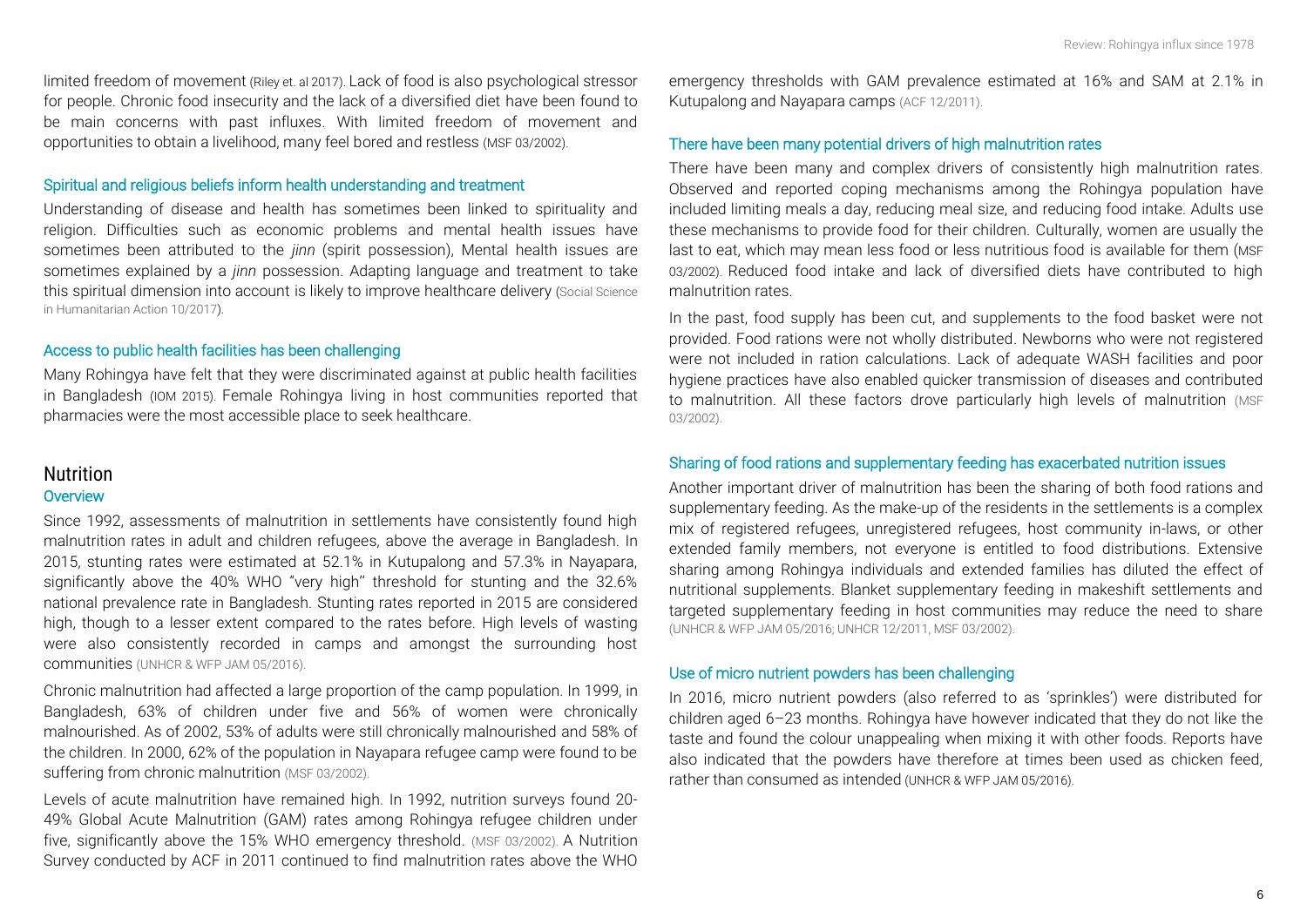limited freedom of movement (Riley et. al 2017). Lack of food is also psychological stressor for people. Chronic food insecurity and the lack of a diversified diet have been found to be main concerns with past influxes. With limited freedom of movement and opportunities to obtain a livelihood, many feel bored and restless (MSF 03/2002).

### Spiritual and religious beliefs inform health understanding and treatment

Understanding of disease and health has sometimes been linked to spirituality and religion. Difficulties such as economic problems and mental health issues have sometimes been attributed to the *jinn* (spirit possession), Mental health issues are sometimes explained by a *jinn* possession. Adapting language and treatment to take this spiritual dimension into account is likely to improve healthcare delivery (Social Science in Humanitarian Action 10/2017).

### Access to public health facilities has been challenging

Many Rohingya have felt that they were discriminated against at public health facilities in Bangladesh (IOM 2015). Female Rohingya living in host communities reported that pharmacies were the most accessible place to seek healthcare.

## Nutrition

### Overview

Since 1992, assessments of malnutrition in settlements have consistently found high malnutrition rates in adult and children refugees, above the average in Bangladesh. In 2015, stunting rates were estimated at 52.1% in Kutupalong and 57.3% in Nayapara, significantly above the 40% WHO "very high" threshold for stunting and the 32.6% national prevalence rate in Bangladesh. Stunting rates reported in 2015 are considered high, though to a lesser extent compared to the rates before. High levels of wasting were also consistently recorded in camps and amongst the surrounding host communities (UNHCR & WFP JAM 05/2016).

Chronic malnutrition had affected a large proportion of the camp population. In 1999, in Bangladesh, 63% of children under five and 56% of women were chronically malnourished. As of 2002, 53% of adults were still chronically malnourished and 58% of the children. In 2000, 62% of the population in Nayapara refugee camp were found to be suffering from chronic malnutrition (MSF 03/2002).

Levels of acute malnutrition have remained high. In 1992, nutrition surveys found 20-49% Global Acute Malnutrition (GAM) rates among Rohingya refugee children under five, significantly above the 15% WHO emergency threshold. (MSF 03/2002). A Nutrition Survey conducted by ACF in 2011 continued to find malnutrition rates above the WHO emergency thresholds with GAM prevalence estimated at 16% and SAM at 2.1% in Kutupalong and Nayapara camps (ACF 12/2011).

### There have been many potential drivers of high malnutrition rates

There have been many and complex drivers of consistently high malnutrition rates. Observed and reported coping mechanisms among the Rohingya population have included limiting meals a day, reducing meal size, and reducing food intake. Adults use these mechanisms to provide food for their children. Culturally, women are usually the last to eat, which may mean less food or less nutritious food is available for them (MSF 03/2002). Reduced food intake and lack of diversified diets have contributed to high malnutrition rates.

In the past, food supply has been cut, and supplements to the food basket were not provided. Food rations were not wholly distributed. Newborns who were not registered were not included in ration calculations. Lack of adequate WASH facilities and poor hygiene practices have also enabled quicker transmission of diseases and contributed to malnutrition. All these factors drove particularly high levels of malnutrition (MSF 03/2002).

### Sharing of food rations and supplementary feeding has exacerbated nutrition issues

Another important driver of malnutrition has been the sharing of both food rations and supplementary feeding. As the make-up of the residents in the settlements is a complex mix of registered refugees, unregistered refugees, host community in-laws, or other extended family members, not everyone is entitled to food distributions. Extensive sharing among Rohingya individuals and extended families has diluted the effect of nutritional supplements. Blanket supplementary feeding in makeshift settlements and targeted supplementary feeding in host communities may reduce the need to share (UNHCR & WFP JAM 05/2016; UNHCR 12/2011, MSF 03/2002).

### Use of micro nutrient powders has been challenging

In 2016, micro nutrient powders (also referred to as 'sprinkles') were distributed for children aged 6–23 months. Rohingya have however indicated that they do not like the taste and found the colour unappealing when mixing it with other foods. Reports have also indicated that the powders have therefore at times been used as chicken feed, rather than consumed as intended (UNHCR & WFP JAM 05/2016).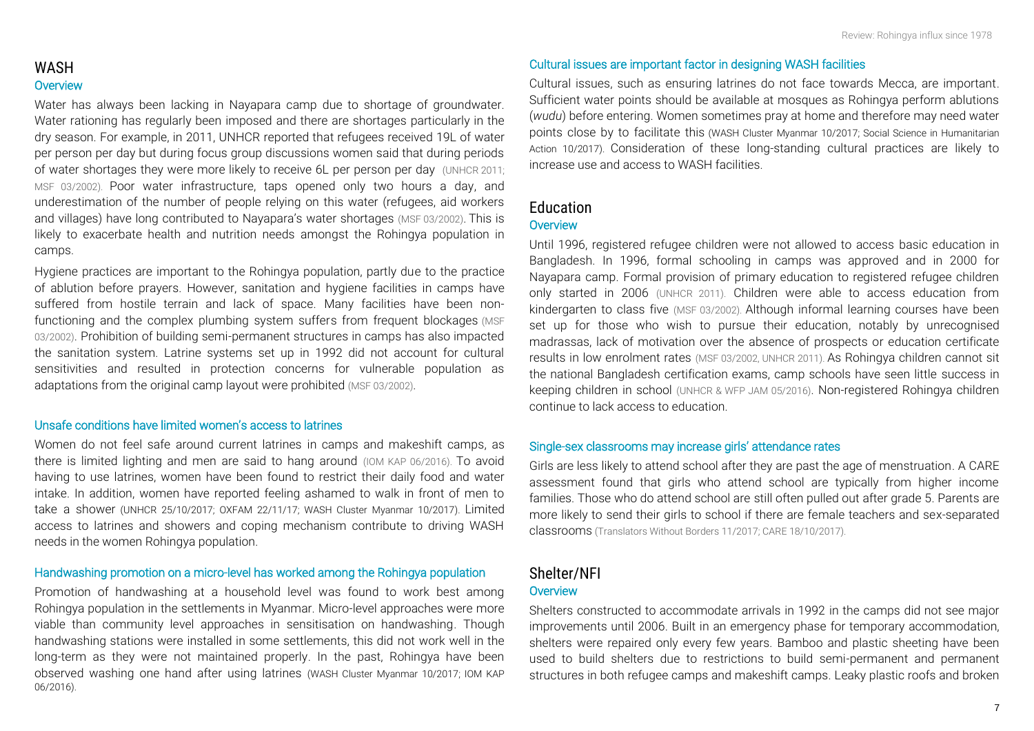## WASH

### Overview

Water has always been lacking in Nayapara camp due to shortage of groundwater. Water rationing has regularly been imposed and there are shortages particularly in the dry season. For example, in 2011, UNHCR reported that refugees received 19L of water per person per day but during focus group discussions women said that during periods of water shortages they were more likely to receive 6L per person per day (UNHCR 2011; MSF 03/2002). Poor water infrastructure, taps opened only two hours a day, and underestimation of the number of people relying on this water (refugees, aid workers and villages) have long contributed to Nayapara's water shortages (MSF 03/2002). This is likely to exacerbate health and nutrition needs amongst the Rohingya population in camps.

Hygiene practices are important to the Rohingya population, partly due to the practice of ablution before prayers. However, sanitation and hygiene facilities in camps have suffered from hostile terrain and lack of space. Many facilities have been non-functioning and the complex plumbing system suffers from frequent blockages (MSF 03/2002). Prohibition of building semi-permanent structures in camps has also impacted the sanitation system. Latrine systems set up in 1992 did not account for cultural sensitivities and resulted in protection concerns for vulnerable population as adaptations from the original camp layout were prohibited (MSF 03/2002).

### Unsafe conditions have limited women's access to latrines

Women do not feel safe around current latrines in camps and makeshift camps, as there is limited lighting and men are said to hang around (IOM KAP 06/2016). To avoid having to use latrines, women have been found to restrict their daily food and water intake. In addition, women have reported feeling ashamed to walk in front of men to take a shower (UNHCR 25/10/2017; OXFAM 22/11/17; WASH Cluster Myanmar 10/2017). Limited access to latrines and showers and coping mechanism contribute to driving WASH needs in the women Rohingya population.

### Handwashing promotion on a micro-level has worked among the Rohingya population

Promotion of handwashing at a household level was found to work best among Rohingya population in the settlements in Myanmar. Micro-level approaches were more viable than community level approaches in sensitisation on handwashing. Though handwashing stations were installed in some settlements, this did not work well in the long-term as they were not maintained properly. In the past, Rohingya have been observed washing one hand after using latrines (WASH Cluster Myanmar 10/2017; IOM KAP 06/2016).

### Cultural issues are important factor in designing WASH facilities

Cultural issues, such as ensuring latrines do not face towards Mecca, are important. Sufficient water points should be available at mosques as Rohingya perform ablutions (*wudu*) before entering. Women sometimes pray at home and therefore may need water points close by to facilitate this (WASH Cluster Myanmar 10/2017; Social Science in Humanitarian Action 10/2017). Consideration of these long-standing cultural practices are likely to increase use and access to WASH facilities.

## Education

### Overview

Until 1996, registered refugee children were not allowed to access basic education in Bangladesh. In 1996, formal schooling in camps was approved and in 2000 for Nayapara camp. Formal provision of primary education to registered refugee children only started in 2006 (UNHCR 2011). Children were able to access education from kindergarten to class five (MSF 03/2002). Although informal learning courses have been set up for those who wish to pursue their education, notably by unrecognised madrassas, lack of motivation over the absence of prospects or education certificate results in low enrolment rates (MSF 03/2002, UNHCR 2011). As Rohingya children cannot sit the national Bangladesh certification exams, camp schools have seen little success in keeping children in school (UNHCR & WFP JAM 05/2016). Non-registered Rohingya children continue to lack access to education.

### Single-sex classrooms may increase girls' attendance rates

Girls are less likely to attend school after they are past the age of menstruation. A CARE assessment found that girls who attend school are typically from higher income families. Those who do attend school are still often pulled out after grade 5. Parents are more likely to send their girls to school if there are female teachers and sex-separated classrooms (Translators Without Borders 11/2017; CARE 18/10/2017).

## Shelter/NFI

### Overview

Shelters constructed to accommodate arrivals in 1992 in the camps did not see major improvements until 2006. Built in an emergency phase for temporary accommodation, shelters were repaired only every few years. Bamboo and plastic sheeting have been used to build shelters due to restrictions to build semi-permanent and permanent structures in both refugee camps and makeshift camps. Leaky plastic roofs and broken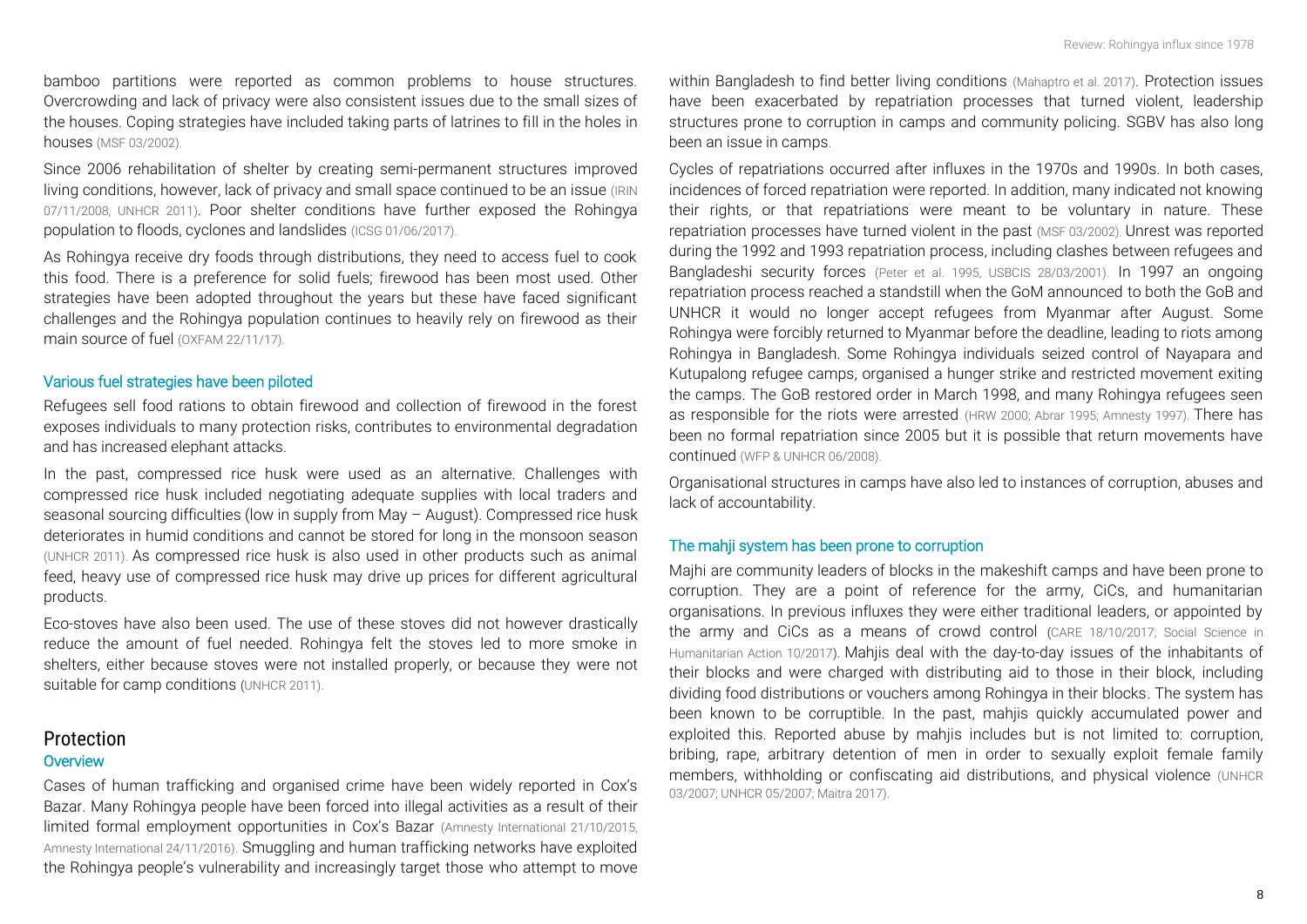bamboo partitions were reported as common problems to house structures. Overcrowding and lack of privacy were also consistent issues due to the small sizes of the houses. Coping strategies have included taking parts of latrines to fill in the holes in houses (MSF 03/2002).

Since 2006 rehabilitation of shelter by creating semi-permanent structures improved living conditions, however, lack of privacy and small space continued to be an issue (IRIN 07/11/2008, UNHCR 2011). Poor shelter conditions have further exposed the Rohingya population to floods, cyclones and landslides (ICSG 01/06/2017).

As Rohingya receive dry foods through distributions, they need to access fuel to cook this food. There is a preference for solid fuels; firewood has been most used. Other strategies have been adopted throughout the years but these have faced significant challenges and the Rohingya population continues to heavily rely on firewood as their main source of fuel (OXFAM 22/11/17).

### Various fuel strategies have been piloted

Refugees sell food rations to obtain firewood and collection of firewood in the forest exposes individuals to many protection risks, contributes to environmental degradation and has increased elephant attacks.

In the past, compressed rice husk were used as an alternative. Challenges with compressed rice husk included negotiating adequate supplies with local traders and seasonal sourcing difficulties (low in supply from May – August). Compressed rice husk deteriorates in humid conditions and cannot be stored for long in the monsoon season (UNHCR 2011). As compressed rice husk is also used in other products such as animal feed, heavy use of compressed rice husk may drive up prices for different agricultural products.

Eco-stoves have also been used. The use of these stoves did not however drastically reduce the amount of fuel needed. Rohingya felt the stoves led to more smoke in shelters, either because stoves were not installed properly, or because they were not suitable for camp conditions (UNHCR 2011).

## Protection

### Overview

Cases of human trafficking and organised crime have been widely reported in Cox's Bazar. Many Rohingya people have been forced into illegal activities as a result of their limited formal employment opportunities in Cox's Bazar (Amnesty International 21/10/2015, Amnesty International 24/11/2016). Smuggling and human trafficking networks have exploited the Rohingya people's vulnerability and increasingly target those who attempt to move within Bangladesh to find better living conditions (Mahaptro et al. 2017). Protection issues have been exacerbated by repatriation processes that turned violent, leadership structures prone to corruption in camps and community policing. SGBV has also long been an issue in camps.

Cycles of repatriations occurred after influxes in the 1970s and 1990s. In both cases, incidences of forced repatriation were reported. In addition, many indicated not knowing their rights, or that repatriations were meant to be voluntary in nature. These repatriation processes have turned violent in the past (MSF 03/2002). Unrest was reported during the 1992 and 1993 repatriation process, including clashes between refugees and Bangladeshi security forces (Peter et al. 1995, USBCIS 28/03/2001). In 1997 an ongoing repatriation process reached a standstill when the GoM announced to both the GoB and UNHCR it would no longer accept refugees from Myanmar after August. Some Rohingya were forcibly returned to Myanmar before the deadline, leading to riots among Rohingya in Bangladesh. Some Rohingya individuals seized control of Nayapara and Kutupalong refugee camps, organised a hunger strike and restricted movement exiting the camps. The GoB restored order in March 1998, and many Rohingya refugees seen as responsible for the riots were arrested (HRW 2000; Abrar 1995; Amnesty 1997). There has been no formal repatriation since 2005 but it is possible that return movements have continued (WFP & UNHCR 06/2008).

Organisational structures in camps have also led to instances of corruption, abuses and lack of accountability.

### The mahji system has been prone to corruption

Majhi are community leaders of blocks in the makeshift camps and have been prone to corruption. They are a point of reference for the army, CiCs, and humanitarian organisations. In previous influxes they were either traditional leaders, or appointed by the army and CiCs as a means of crowd control (CARE 18/10/2017; Social Science in Humanitarian Action 10/2017). Mahjis deal with the day-to-day issues of the inhabitants of their blocks and were charged with distributing aid to those in their block, including dividing food distributions or vouchers among Rohingya in their blocks. The system has been known to be corruptible. In the past, mahjis quickly accumulated power and exploited this. Reported abuse by mahjis includes but is not limited to: corruption, bribing, rape, arbitrary detention of men in order to sexually exploit female family members, withholding or confiscating aid distributions, and physical violence (UNHCR 03/2007; UNHCR 05/2007; Maitra 2017).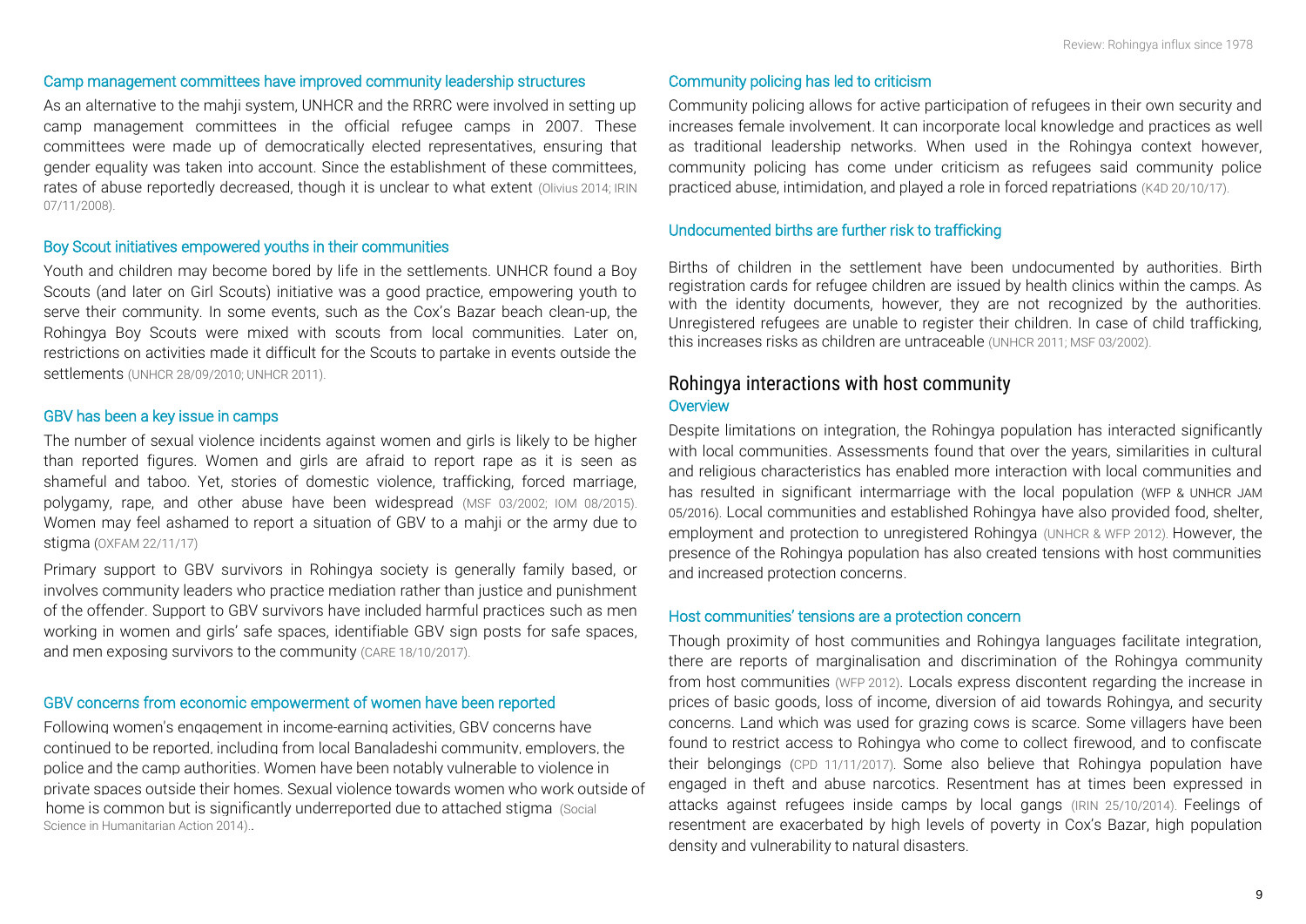### Camp management committees have improved community leadership structures

As an alternative to the mahji system, UNHCR and the RRRC were involved in setting up camp management committees in the official refugee camps in 2007. These committees were made up of democratically elected representatives, ensuring that gender equality was taken into account. Since the establishment of these committees, rates of abuse reportedly decreased, though it is unclear to what extent (Olivius 2014; IRIN 07/11/2008).

### Boy Scout initiatives empowered youths in their communities

Youth and children may become bored by life in the settlements. UNHCR found a Boy Scouts (and later on Girl Scouts) initiative was a good practice, empowering youth to serve their community. In some events, such as the Cox's Bazar beach clean-up, the Rohingya Boy Scouts were mixed with scouts from local communities. Later on, restrictions on activities made it difficult for the Scouts to partake in events outside the settlements (UNHCR 28/09/2010; UNHCR 2011).

### GBV has been a key issue in camps

The number of sexual violence incidents against women and girls is likely to be higher than reported figures. Women and girls are afraid to report rape as it is seen as shameful and taboo. Yet, stories of domestic violence, trafficking, forced marriage, polygamy, rape, and other abuse have been widespread (MSF 03/2002; IOM 08/2015). Women may feel ashamed to report a situation of GBV to a mahji or the army due to stigma (OXFAM 22/11/17)

Primary support to GBV survivors in Rohingya society is generally family based, or involves community leaders who practice mediation rather than justice and punishment of the offender. Support to GBV survivors have included harmful practices such as men working in women and girls' safe spaces, identifiable GBV sign posts for safe spaces, and men exposing survivors to the community (CARE 18/10/2017).

### GBV concerns from economic empowerment of women have been reported

Following women's engagement in income-earning activities, GBV concerns have continued to be reported, including from local Bangladeshi community, employers, the police and the camp authorities. Women have been notably vulnerable to violence in private spaces outside their homes. Sexual violence towards women who work outside of home is common but is significantly underreported due to attached stigma (Social Science in Humanitarian Action 2014)..

### Community policing has led to criticism

Community policing allows for active participation of refugees in their own security and increases female involvement. It can incorporate local knowledge and practices as well as traditional leadership networks. When used in the Rohingya context however, community policing has come under criticism as refugees said community police practiced abuse, intimidation, and played a role in forced repatriations (K4D 20/10/17).

### Undocumented births are further risk to trafficking

Births of children in the settlement have been undocumented by authorities. Birth registration cards for refugee children are issued by health clinics within the camps. As with the identity documents, however, they are not recognized by the authorities. Unregistered refugees are unable to register their children. In case of child trafficking, this increases risks as children are untraceable (UNHCR 2011; MSF 03/2002).

## Rohingya interactions with host community

### Overview

Despite limitations on integration, the Rohingya population has interacted significantly with local communities. Assessments found that over the years, similarities in cultural and religious characteristics has enabled more interaction with local communities and has resulted in significant intermarriage with the local population (WFP & UNHCR JAM 05/2016). Local communities and established Rohingya have also provided food, shelter, employment and protection to unregistered Rohingya (UNHCR & WFP 2012). However, the presence of the Rohingya population has also created tensions with host communities and increased protection concerns.

### Host communities' tensions are a protection concern

Though proximity of host communities and Rohingya languages facilitate integration, there are reports of marginalisation and discrimination of the Rohingya community from host communities (WFP 2012). Locals express discontent regarding the increase in prices of basic goods, loss of income, diversion of aid towards Rohingya, and security concerns. Land which was used for grazing cows is scarce. Some villagers have been found to restrict access to Rohingya who come to collect firewood, and to confiscate their belongings (CPD 11/11/2017). Some also believe that Rohingya population have engaged in theft and abuse narcotics. Resentment has at times been expressed in attacks against refugees inside camps by local gangs (IRIN 25/10/2014). Feelings of resentment are exacerbated by high levels of poverty in Cox's Bazar, high population density and vulnerability to natural disasters.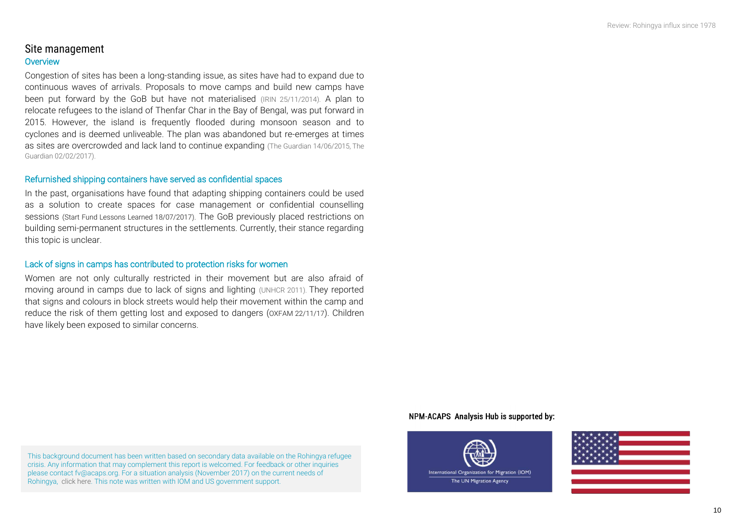## Site management

### Overview

Congestion of sites has been a long-standing issue, as sites have had to expand due to continuous waves of arrivals. Proposals to move camps and build new camps have been put forward by the GoB but have not materialised (IRIN 25/11/2014). A plan to relocate refugees to the island of Thenfar Char in the Bay of Bengal, was put forward in 2015. However, the island is frequently flooded during monsoon season and to cyclones and is deemed unliveable. The plan was abandoned but re-emerges at times as sites are overcrowded and lack land to continue expanding (The Guardian 14/06/2015, The Guardian 02/02/2017).

### Refurnished shipping containers have served as confidential spaces

In the past, organisations have found that adapting shipping containers could be used as a solution to create spaces for case management or confidential counselling sessions (Start Fund Lessons Learned 18/07/2017). The GoB previously placed restrictions on building semi-permanent structures in the settlements. Currently, their stance regarding this topic is unclear.

### Lack of signs in camps has contributed to protection risks for women

Women are not only culturally restricted in their movement but are also afraid of moving around in camps due to lack of signs and lighting (UNHCR 2011). They reported that signs and colours in block streets would help their movement within the camp and reduce the risk of them getting lost and exposed to dangers (OXFAM 22/11/17). Children have likely been exposed to similar concerns.

This background document has been written based on secondary data available on the Rohingya refugee crisis. Any information that may complement this report is welcomed. For feedback or other inquiries please contact fv@acaps.org. For a situation analysis (November 2017) on the current needs of Rohingya, click here. This note was written with IOM and US government support.

**NPM-ACAPS Analysis Hub is supported by:**

International Organization for Migration (IOM)
The UN Migration Agency